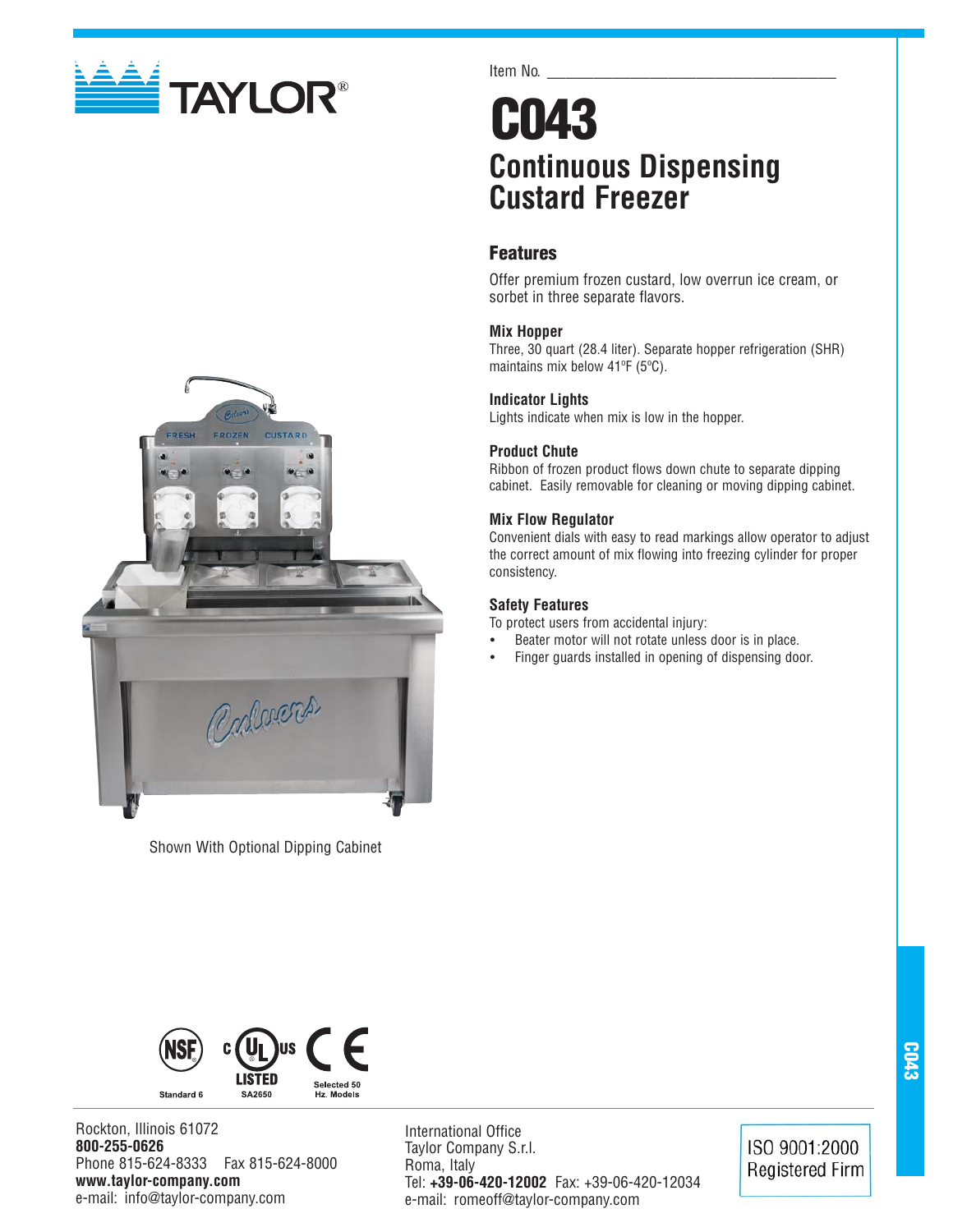TAYLOR®

Item No. ___________________________________

# C043

## Continuous Dispensing Custard Freezer

### Features

Offer premium frozen custard, low overrun ice cream, or sorbet in three separate flavors.

**Mix Hopper**
Three, 30 quart (28.4 liter). Separate hopper refrigeration (SHR) maintains mix below 41ºF (5ºC).

**Indicator Lights**
Lights indicate when mix is low in the hopper.

**Product Chute**
Ribbon of frozen product flows down chute to separate dipping cabinet. Easily removable for cleaning or moving dipping cabinet.

**Mix Flow Regulator**
Convenient dials with easy to read markings allow operator to adjust the correct amount of mix flowing into freezing cylinder for proper consistency.

**Safety Features**
To protect users from accidental injury:

- Beater motor will not rotate unless door is in place.
- Finger guards installed in opening of dispensing door.

Shown With Optional Dipping Cabinet

NSF Standard 6 | c UL us LISTED SA2650 | CE Selected 50 Hz. Models

Rockton, Illinois 61072
**800-255-0626**
Phone 815-624-8333 Fax 815-624-8000
**www.taylor-company.com**
e-mail: info@taylor-company.com

International Office
Taylor Company S.r.l.
Roma, Italy
Tel: **+39-06-420-12002** Fax: +39-06-420-12034
e-mail: romeoff@taylor-company.com

ISO 9001:2000 Registered Firm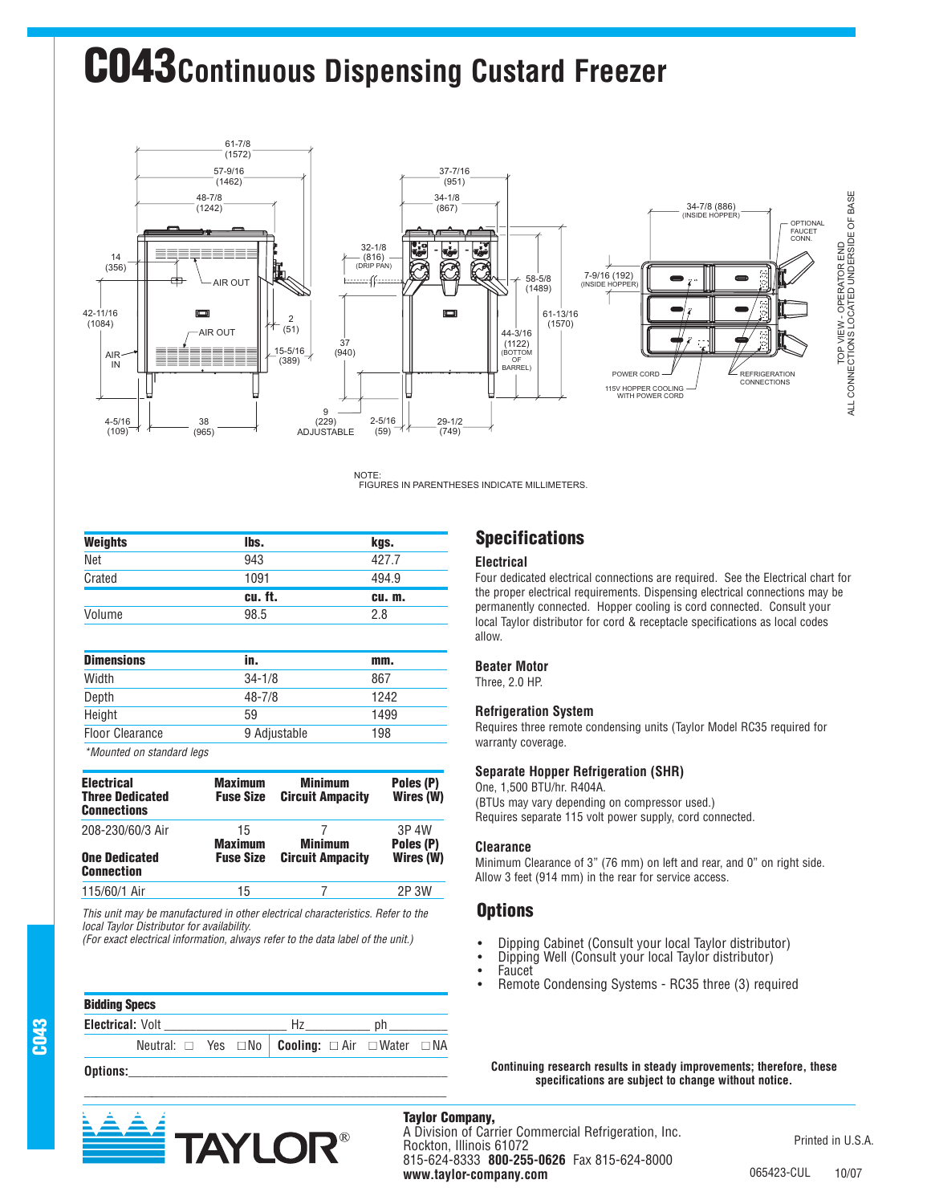# C043 Continuous Dispensing Custard Freezer

61-7/8
(1572)
57-9/16
(1462)
48-7/8
(1242)
14
(356)
42-11/16
(1084)
AIR OUT
AIR OUT
AIR IN
2
(51)
15-5/16
(389)
4-5/16
(109)
38
(965)
37-7/16
(951)
34-1/8
(867)
32-1/8
(816)
(DRIP PAN)
37
(940)
9
(229)
ADJUSTABLE
2-5/16
(59)
29-1/2
(749)
58-5/8
(1489)
61-13/16
(1570)
44-3/16
(1122)
(BOTTOM OF BARREL)
34-7/8 (886)
(INSIDE HOPPER)
7-9/16 (192)
(INSIDE HOPPER)
OPTIONAL FAUCET CONN.
POWER CORD
115V HOPPER COOLING WITH POWER CORD
REFRIGERATION CONNECTIONS
TOP VIEW - OPERATOR END
ALL CONNECTIONS LOCATED UNDERSIDE OF BASE

NOTE:
FIGURES IN PARENTHESES INDICATE MILLIMETERS.

| Weights | lbs. | kgs. |
|---|---|---|
| Net | 943 | 427.7 |
| Crated | 1091 | 494.9 |
| | **cu. ft.** | **cu. m.** |
| Volume | 98.5 | 2.8 |

| Dimensions | in. | mm. |
|---|---|---|
| Width | 34-1/8 | 867 |
| Depth | 48-7/8 | 1242 |
| Height | 59 | 1499 |
| Floor Clearance | 9 Adjustable | 198 |

*\*Mounted on standard legs*

| Electrical Three Dedicated Connections | Maximum Fuse Size | Minimum Circuit Ampacity | Poles (P) Wires (W) |
|---|---|---|---|
| 208-230/60/3 Air | 15 | 7 | 3P 4W |
| **One Dedicated Connection** | **Maximum Fuse Size** | **Minimum Circuit Ampacity** | **Poles (P) Wires (W)** |
| 115/60/1 Air | 15 | 7 | 2P 3W |

*This unit may be manufactured in other electrical characteristics. Refer to the local Taylor Distributor for availability.*
*(For exact electrical information, always refer to the data label of the unit.)*

## Specifications

### Electrical
Four dedicated electrical connections are required. See the Electrical chart for the proper electrical requirements. Dispensing electrical connections may be permanently connected. Hopper cooling is cord connected. Consult your local Taylor distributor for cord & receptacle specifications as local codes allow.

### Beater Motor
Three, 2.0 HP.

### Refrigeration System
Requires three remote condensing units (Taylor Model RC35 required for warranty coverage.

### Separate Hopper Refrigeration (SHR)
One, 1,500 BTU/hr. R404A.
(BTUs may vary depending on compressor used.)
Requires separate 115 volt power supply, cord connected.

### Clearance
Minimum Clearance of 3" (76 mm) on left and rear, and 0" on right side. Allow 3 feet (914 mm) in the rear for service access.

## Options

- Dipping Cabinet (Consult your local Taylor distributor)
- Dipping Well (Consult your local Taylor distributor)
- Faucet
- Remote Condensing Systems - RC35 three (3) required

**Bidding Specs**

**Electrical:** Volt __________________ Hz__________ ph _________

Neutral: ☐ Yes ☐No | **Cooling:** ☐ Air ☐Water ☐NA

**Options:**________________________________________________

**Continuing research results in steady improvements; therefore, these specifications are subject to change without notice.**

TAYLOR®

**Taylor Company,**
A Division of Carrier Commercial Refrigeration, Inc.
Rockton, Illinois 61072
815-624-8333 **800-255-0626** Fax 815-624-8000
**www.taylor-company.com**

Printed in U.S.A.

065423-CUL 10/07